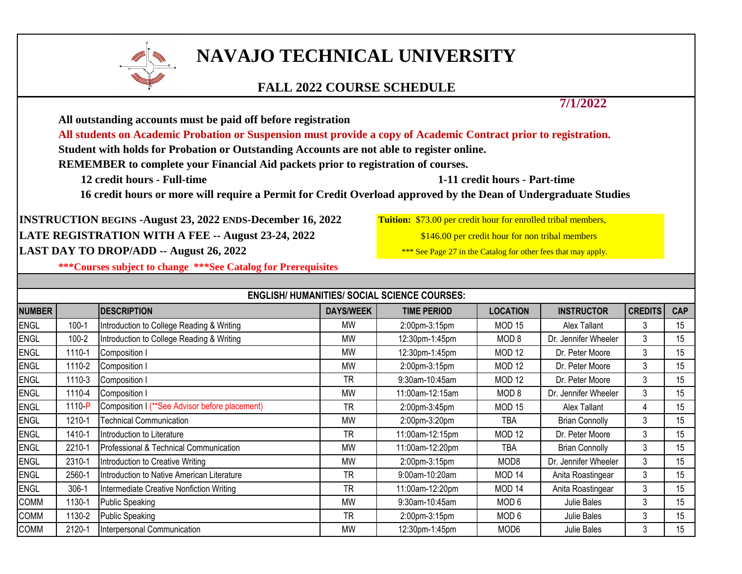# NAVAJO TECHNICAL UNIVERSITY

## FALL 2022 COURSE SCHEDULE

**7/1/2022**

**All outstanding accounts must be paid off before registration**

**All students on Academic Probation or Suspension must provide a copy of Academic Contract prior to registration.**

**Student with holds for Probation or Outstanding Accounts are not able to register online.**

**REMEMBER to complete your Financial Aid packets prior to registration of courses.**

**12 credit hours - Full-time** **1-11 credit hours - Part-time**

**16 credit hours or more will require a Permit for Credit Overload approved by the Dean of Undergraduate Studies**

**INSTRUCTION BEGINS -August 23, 2022 ENDS-December 16, 2022**

**LATE REGISTRATION WITH A FEE -- August 23-24, 2022**

**LAST DAY TO DROP/ADD -- August 26, 2022**

**\*\*\*Courses subject to change \*\*\*See Catalog for Prerequisites**

**Tuition:** $73.00 per credit hour for enrolled tribal members,
$146.00 per credit hour for non tribal members
\*\*\* See Page 27 in the Catalog for other fees that may apply.

**ENGLISH/ HUMANITIES/ SOCIAL SCIENCE COURSES:**

| NUMBER | | DESCRIPTION | DAYS/WEEK | TIME PERIOD | LOCATION | INSTRUCTOR | CREDITS | CAP |
|---|---|---|---|---|---|---|---|---|
| ENGL | 100-1 | Introduction to College Reading & Writing | MW | 2:00pm-3:15pm | MOD 15 | Alex Tallant | 3 | 15 |
| ENGL | 100-2 | Introduction to College Reading & Writing | MW | 12:30pm-1:45pm | MOD 8 | Dr. Jennifer Wheeler | 3 | 15 |
| ENGL | 1110-1 | Composition I | MW | 12:30pm-1:45pm | MOD 12 | Dr. Peter Moore | 3 | 15 |
| ENGL | 1110-2 | Composition I | MW | 2:00pm-3:15pm | MOD 12 | Dr. Peter Moore | 3 | 15 |
| ENGL | 1110-3 | Composition I | TR | 9:30am-10:45am | MOD 12 | Dr. Peter Moore | 3 | 15 |
| ENGL | 1110-4 | Composition I | MW | 11:00am-12:15am | MOD 8 | Dr. Jennifer Wheeler | 3 | 15 |
| ENGL | 1110-P | Composition I (**See Advisor before placement) | TR | 2:00pm-3:45pm | MOD 15 | Alex Tallant | 4 | 15 |
| ENGL | 1210-1 | Technical Communication | MW | 2:00pm-3:20pm | TBA | Brian Connolly | 3 | 15 |
| ENGL | 1410-1 | Introduction to Literature | TR | 11:00am-12:15pm | MOD 12 | Dr. Peter Moore | 3 | 15 |
| ENGL | 2210-1 | Professional & Technical Communication | MW | 11:00am-12:20pm | TBA | Brian Connolly | 3 | 15 |
| ENGL | 2310-1 | Introduction to Creative Writing | MW | 2:00pm-3:15pm | MOD8 | Dr. Jennifer Wheeler | 3 | 15 |
| ENGL | 2560-1 | Introduction to Native American Literature | TR | 9:00am-10:20am | MOD 14 | Anita Roastingear | 3 | 15 |
| ENGL | 306-1 | Intermediate Creative Nonfiction Writing | TR | 11:00am-12:20pm | MOD 14 | Anita Roastingear | 3 | 15 |
| COMM | 1130-1 | Public Speaking | MW | 9:30am-10:45am | MOD 6 | Julie Bales | 3 | 15 |
| COMM | 1130-2 | Public Speaking | TR | 2:00pm-3:15pm | MOD 6 | Julie Bales | 3 | 15 |
| COMM | 2120-1 | Interpersonal Communication | MW | 12:30pm-1:45pm | MOD6 | Julie Bales | 3 | 15 |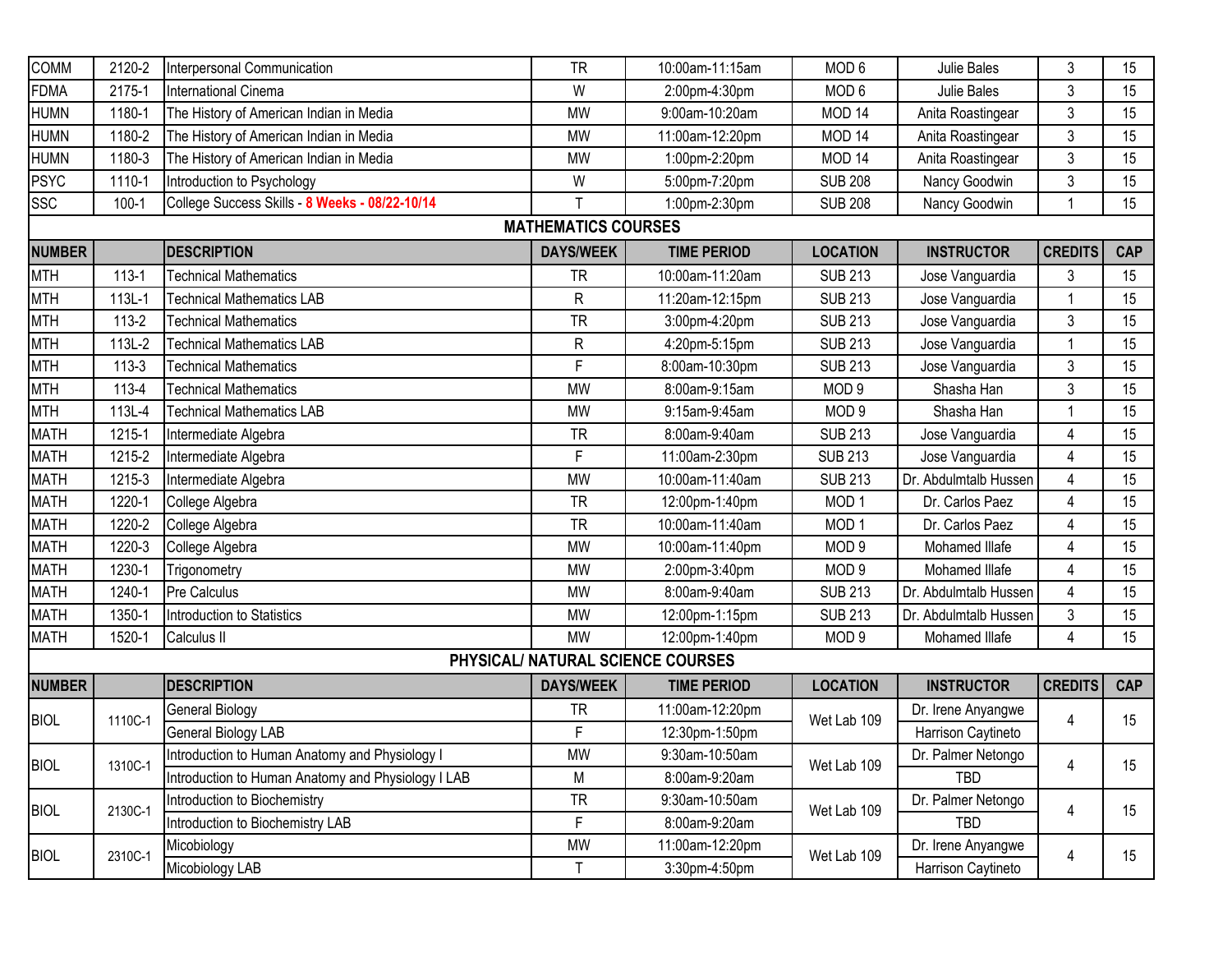| | | | | | | | | |
|---|---|---|---|---|---|---|---|---|
| COMM | 2120-2 | Interpersonal Communication | TR | 10:00am-11:15am | MOD 6 | Julie Bales | 3 | 15 |
| FDMA | 2175-1 | International Cinema | W | 2:00pm-4:30pm | MOD 6 | Julie Bales | 3 | 15 |
| HUMN | 1180-1 | The History of American Indian in Media | MW | 9:00am-10:20am | MOD 14 | Anita Roastingear | 3 | 15 |
| HUMN | 1180-2 | The History of American Indian in Media | MW | 11:00am-12:20pm | MOD 14 | Anita Roastingear | 3 | 15 |
| HUMN | 1180-3 | The History of American Indian in Media | MW | 1:00pm-2:20pm | MOD 14 | Anita Roastingear | 3 | 15 |
| PSYC | 1110-1 | Introduction to Psychology | W | 5:00pm-7:20pm | SUB 208 | Nancy Goodwin | 3 | 15 |
| SSC | 100-1 | College Success Skills - **8 Weeks - 08/22-10/14** | T | 1:00pm-2:30pm | SUB 208 | Nancy Goodwin | 1 | 15 |

## MATHEMATICS COURSES

| NUMBER | | DESCRIPTION | DAYS/WEEK | TIME PERIOD | LOCATION | INSTRUCTOR | CREDITS | CAP |
|---|---|---|---|---|---|---|---|---|
| MTH | 113-1 | Technical Mathematics | TR | 10:00am-11:20am | SUB 213 | Jose Vanguardia | 3 | 15 |
| MTH | 113L-1 | Technical Mathematics LAB | R | 11:20am-12:15pm | SUB 213 | Jose Vanguardia | 1 | 15 |
| MTH | 113-2 | Technical Mathematics | TR | 3:00pm-4:20pm | SUB 213 | Jose Vanguardia | 3 | 15 |
| MTH | 113L-2 | Technical Mathematics LAB | R | 4:20pm-5:15pm | SUB 213 | Jose Vanguardia | 1 | 15 |
| MTH | 113-3 | Technical Mathematics | F | 8:00am-10:30pm | SUB 213 | Jose Vanguardia | 3 | 15 |
| MTH | 113-4 | Technical Mathematics | MW | 8:00am-9:15am | MOD 9 | Shasha Han | 3 | 15 |
| MTH | 113L-4 | Technical Mathematics LAB | MW | 9:15am-9:45am | MOD 9 | Shasha Han | 1 | 15 |
| MATH | 1215-1 | Intermediate Algebra | TR | 8:00am-9:40am | SUB 213 | Jose Vanguardia | 4 | 15 |
| MATH | 1215-2 | Intermediate Algebra | F | 11:00am-2:30pm | SUB 213 | Jose Vanguardia | 4 | 15 |
| MATH | 1215-3 | Intermediate Algebra | MW | 10:00am-11:40am | SUB 213 | Dr. Abdulmtalb Hussen | 4 | 15 |
| MATH | 1220-1 | College Algebra | TR | 12:00pm-1:40pm | MOD 1 | Dr. Carlos Paez | 4 | 15 |
| MATH | 1220-2 | College Algebra | TR | 10:00am-11:40am | MOD 1 | Dr. Carlos Paez | 4 | 15 |
| MATH | 1220-3 | College Algebra | MW | 10:00am-11:40pm | MOD 9 | Mohamed Illafe | 4 | 15 |
| MATH | 1230-1 | Trigonometry | MW | 2:00pm-3:40pm | MOD 9 | Mohamed Illafe | 4 | 15 |
| MATH | 1240-1 | Pre Calculus | MW | 8:00am-9:40am | SUB 213 | Dr. Abdulmtalb Hussen | 4 | 15 |
| MATH | 1350-1 | Introduction to Statistics | MW | 12:00pm-1:15pm | SUB 213 | Dr. Abdulmtalb Hussen | 3 | 15 |
| MATH | 1520-1 | Calculus II | MW | 12:00pm-1:40pm | MOD 9 | Mohamed Illafe | 4 | 15 |

## PHYSICAL/ NATURAL SCIENCE COURSES

| NUMBER | | DESCRIPTION | DAYS/WEEK | TIME PERIOD | LOCATION | INSTRUCTOR | CREDITS | CAP |
|---|---|---|---|---|---|---|---|---|
| BIOL | 1110C-1 | General Biology | TR | 11:00am-12:20pm | Wet Lab 109 | Dr. Irene Anyangwe | 4 | 15 |
| | | General Biology LAB | F | 12:30pm-1:50pm | | Harrison Caytineto | | |
| BIOL | 1310C-1 | Introduction to Human Anatomy and Physiology I | MW | 9:30am-10:50am | Wet Lab 109 | Dr. Palmer Netongo | 4 | 15 |
| | | Introduction to Human Anatomy and Physiology I LAB | M | 8:00am-9:20am | | TBD | | |
| BIOL | 2130C-1 | Introduction to Biochemistry | TR | 9:30am-10:50am | Wet Lab 109 | Dr. Palmer Netongo | 4 | 15 |
| | | Introduction to Biochemistry LAB | F | 8:00am-9:20am | | TBD | | |
| BIOL | 2310C-1 | Micobiology | MW | 11:00am-12:20pm | Wet Lab 109 | Dr. Irene Anyangwe | 4 | 15 |
| | | Micobiology LAB | T | 3:30pm-4:50pm | | Harrison Caytineto | | |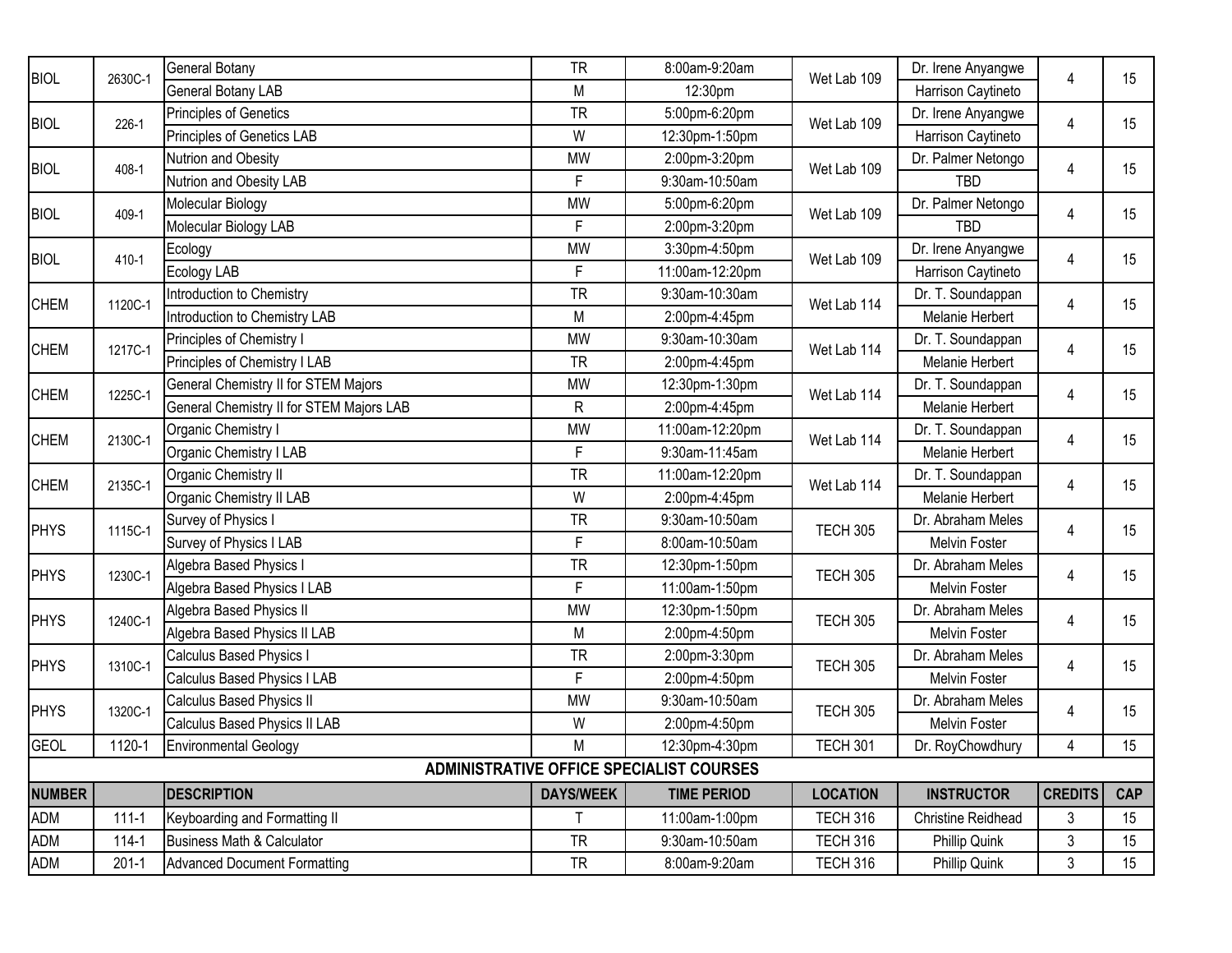| | | | | | | | | |
|---|---|---|---|---|---|---|---|---|
| BIOL | 2630C-1 | General Botany | TR | 8:00am-9:20am | Wet Lab 109 | Dr. Irene Anyangwe | 4 | 15 |
| | | General Botany LAB | M | 12:30pm | | Harrison Caytineto | | |
| BIOL | 226-1 | Principles of Genetics | TR | 5:00pm-6:20pm | Wet Lab 109 | Dr. Irene Anyangwe | 4 | 15 |
| | | Principles of Genetics LAB | W | 12:30pm-1:50pm | | Harrison Caytineto | | |
| BIOL | 408-1 | Nutrion and Obesity | MW | 2:00pm-3:20pm | Wet Lab 109 | Dr. Palmer Netongo | 4 | 15 |
| | | Nutrion and Obesity LAB | F | 9:30am-10:50am | | TBD | | |
| BIOL | 409-1 | Molecular Biology | MW | 5:00pm-6:20pm | Wet Lab 109 | Dr. Palmer Netongo | 4 | 15 |
| | | Molecular Biology LAB | F | 2:00pm-3:20pm | | TBD | | |
| BIOL | 410-1 | Ecology | MW | 3:30pm-4:50pm | Wet Lab 109 | Dr. Irene Anyangwe | 4 | 15 |
| | | Ecology LAB | F | 11:00am-12:20pm | | Harrison Caytineto | | |
| CHEM | 1120C-1 | Introduction to Chemistry | TR | 9:30am-10:30am | Wet Lab 114 | Dr. T. Soundappan | 4 | 15 |
| | | Introduction to Chemistry LAB | M | 2:00pm-4:45pm | | Melanie Herbert | | |
| CHEM | 1217C-1 | Principles of Chemistry I | MW | 9:30am-10:30am | Wet Lab 114 | Dr. T. Soundappan | 4 | 15 |
| | | Principles of Chemistry I LAB | TR | 2:00pm-4:45pm | | Melanie Herbert | | |
| CHEM | 1225C-1 | General Chemistry II for STEM Majors | MW | 12:30pm-1:30pm | Wet Lab 114 | Dr. T. Soundappan | 4 | 15 |
| | | General Chemistry II for STEM Majors LAB | R | 2:00pm-4:45pm | | Melanie Herbert | | |
| CHEM | 2130C-1 | Organic Chemistry I | MW | 11:00am-12:20pm | Wet Lab 114 | Dr. T. Soundappan | 4 | 15 |
| | | Organic Chemistry I LAB | F | 9:30am-11:45am | | Melanie Herbert | | |
| CHEM | 2135C-1 | Organic Chemistry II | TR | 11:00am-12:20pm | Wet Lab 114 | Dr. T. Soundappan | 4 | 15 |
| | | Organic Chemistry II LAB | W | 2:00pm-4:45pm | | Melanie Herbert | | |
| PHYS | 1115C-1 | Survey of Physics I | TR | 9:30am-10:50am | TECH 305 | Dr. Abraham Meles | 4 | 15 |
| | | Survey of Physics I LAB | F | 8:00am-10:50am | | Melvin Foster | | |
| PHYS | 1230C-1 | Algebra Based Physics I | TR | 12:30pm-1:50pm | TECH 305 | Dr. Abraham Meles | 4 | 15 |
| | | Algebra Based Physics I LAB | F | 11:00am-1:50pm | | Melvin Foster | | |
| PHYS | 1240C-1 | Algebra Based Physics II | MW | 12:30pm-1:50pm | TECH 305 | Dr. Abraham Meles | 4 | 15 |
| | | Algebra Based Physics II LAB | M | 2:00pm-4:50pm | | Melvin Foster | | |
| PHYS | 1310C-1 | Calculus Based Physics I | TR | 2:00pm-3:30pm | TECH 305 | Dr. Abraham Meles | 4 | 15 |
| | | Calculus Based Physics I LAB | F | 2:00pm-4:50pm | | Melvin Foster | | |
| PHYS | 1320C-1 | Calculus Based Physics II | MW | 9:30am-10:50am | TECH 305 | Dr. Abraham Meles | 4 | 15 |
| | | Calculus Based Physics II LAB | W | 2:00pm-4:50pm | | Melvin Foster | | |
| GEOL | 1120-1 | Environmental Geology | M | 12:30pm-4:30pm | TECH 301 | Dr. RoyChowdhury | 4 | 15 |

**ADMINISTRATIVE OFFICE SPECIALIST COURSES**

| NUMBER | | DESCRIPTION | DAYS/WEEK | TIME PERIOD | LOCATION | INSTRUCTOR | CREDITS | CAP |
|---|---|---|---|---|---|---|---|---|
| ADM | 111-1 | Keyboarding and Formatting II | T | 11:00am-1:00pm | TECH 316 | Christine Reidhead | 3 | 15 |
| ADM | 114-1 | Business Math & Calculator | TR | 9:30am-10:50am | TECH 316 | Phillip Quink | 3 | 15 |
| ADM | 201-1 | Advanced Document Formatting | TR | 8:00am-9:20am | TECH 316 | Phillip Quink | 3 | 15 |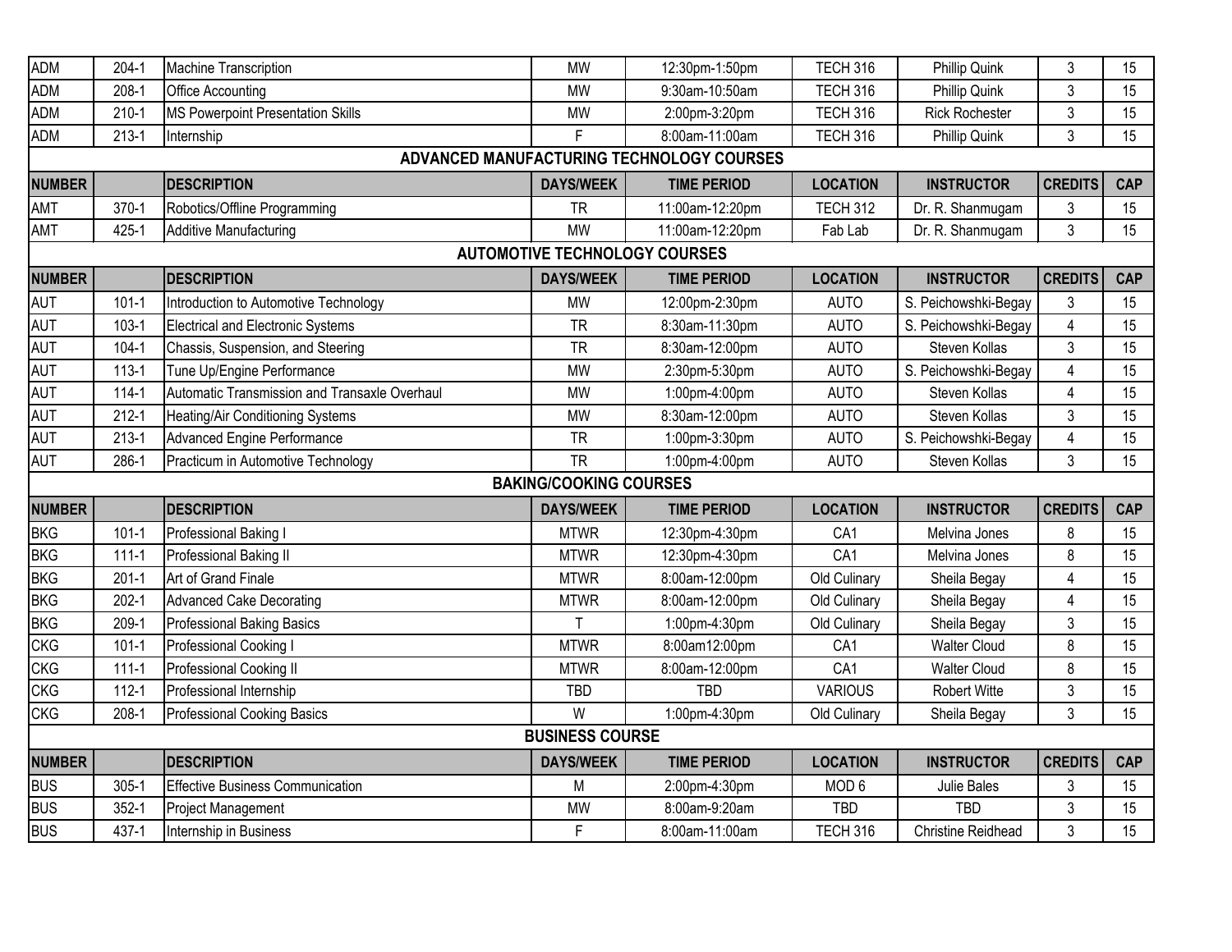| | | | | | | | | |
|---|---|---|---|---|---|---|---|---|
| ADM | 204-1 | Machine Transcription | MW | 12:30pm-1:50pm | TECH 316 | Phillip Quink | 3 | 15 |
| ADM | 208-1 | Office Accounting | MW | 9:30am-10:50am | TECH 316 | Phillip Quink | 3 | 15 |
| ADM | 210-1 | MS Powerpoint Presentation Skills | MW | 2:00pm-3:20pm | TECH 316 | Rick Rochester | 3 | 15 |
| ADM | 213-1 | Internship | F | 8:00am-11:00am | TECH 316 | Phillip Quink | 3 | 15 |

## ADVANCED MANUFACTURING TECHNOLOGY COURSES

| NUMBER | | DESCRIPTION | DAYS/WEEK | TIME PERIOD | LOCATION | INSTRUCTOR | CREDITS | CAP |
|---|---|---|---|---|---|---|---|---|
| AMT | 370-1 | Robotics/Offline Programming | TR | 11:00am-12:20pm | TECH 312 | Dr. R. Shanmugam | 3 | 15 |
| AMT | 425-1 | Additive Manufacturing | MW | 11:00am-12:20pm | Fab Lab | Dr. R. Shanmugam | 3 | 15 |

## AUTOMOTIVE TECHNOLOGY COURSES

| NUMBER | | DESCRIPTION | DAYS/WEEK | TIME PERIOD | LOCATION | INSTRUCTOR | CREDITS | CAP |
|---|---|---|---|---|---|---|---|---|
| AUT | 101-1 | Introduction to Automotive Technology | MW | 12:00pm-2:30pm | AUTO | S. Peichowshki-Begay | 3 | 15 |
| AUT | 103-1 | Electrical and Electronic Systems | TR | 8:30am-11:30pm | AUTO | S. Peichowshki-Begay | 4 | 15 |
| AUT | 104-1 | Chassis, Suspension, and Steering | TR | 8:30am-12:00pm | AUTO | Steven Kollas | 3 | 15 |
| AUT | 113-1 | Tune Up/Engine Performance | MW | 2:30pm-5:30pm | AUTO | S. Peichowshki-Begay | 4 | 15 |
| AUT | 114-1 | Automatic Transmission and Transaxle Overhaul | MW | 1:00pm-4:00pm | AUTO | Steven Kollas | 4 | 15 |
| AUT | 212-1 | Heating/Air Conditioning Systems | MW | 8:30am-12:00pm | AUTO | Steven Kollas | 3 | 15 |
| AUT | 213-1 | Advanced Engine Performance | TR | 1:00pm-3:30pm | AUTO | S. Peichowshki-Begay | 4 | 15 |
| AUT | 286-1 | Practicum in Automotive Technology | TR | 1:00pm-4:00pm | AUTO | Steven Kollas | 3 | 15 |

## BAKING/COOKING COURSES

| NUMBER | | DESCRIPTION | DAYS/WEEK | TIME PERIOD | LOCATION | INSTRUCTOR | CREDITS | CAP |
|---|---|---|---|---|---|---|---|---|
| BKG | 101-1 | Professional Baking I | MTWR | 12:30pm-4:30pm | CA1 | Melvina Jones | 8 | 15 |
| BKG | 111-1 | Professional Baking II | MTWR | 12:30pm-4:30pm | CA1 | Melvina Jones | 8 | 15 |
| BKG | 201-1 | Art of Grand Finale | MTWR | 8:00am-12:00pm | Old Culinary | Sheila Begay | 4 | 15 |
| BKG | 202-1 | Advanced Cake Decorating | MTWR | 8:00am-12:00pm | Old Culinary | Sheila Begay | 4 | 15 |
| BKG | 209-1 | Professional Baking Basics | T | 1:00pm-4:30pm | Old Culinary | Sheila Begay | 3 | 15 |
| CKG | 101-1 | Professional Cooking I | MTWR | 8:00am12:00pm | CA1 | Walter Cloud | 8 | 15 |
| CKG | 111-1 | Professional Cooking II | MTWR | 8:00am-12:00pm | CA1 | Walter Cloud | 8 | 15 |
| CKG | 112-1 | Professional Internship | TBD | TBD | VARIOUS | Robert Witte | 3 | 15 |
| CKG | 208-1 | Professional Cooking Basics | W | 1:00pm-4:30pm | Old Culinary | Sheila Begay | 3 | 15 |

## BUSINESS COURSE

| NUMBER | | DESCRIPTION | DAYS/WEEK | TIME PERIOD | LOCATION | INSTRUCTOR | CREDITS | CAP |
|---|---|---|---|---|---|---|---|---|
| BUS | 305-1 | Effective Business Communication | M | 2:00pm-4:30pm | MOD 6 | Julie Bales | 3 | 15 |
| BUS | 352-1 | Project Management | MW | 8:00am-9:20am | TBD | TBD | 3 | 15 |
| BUS | 437-1 | Internship in Business | F | 8:00am-11:00am | TECH 316 | Christine Reidhead | 3 | 15 |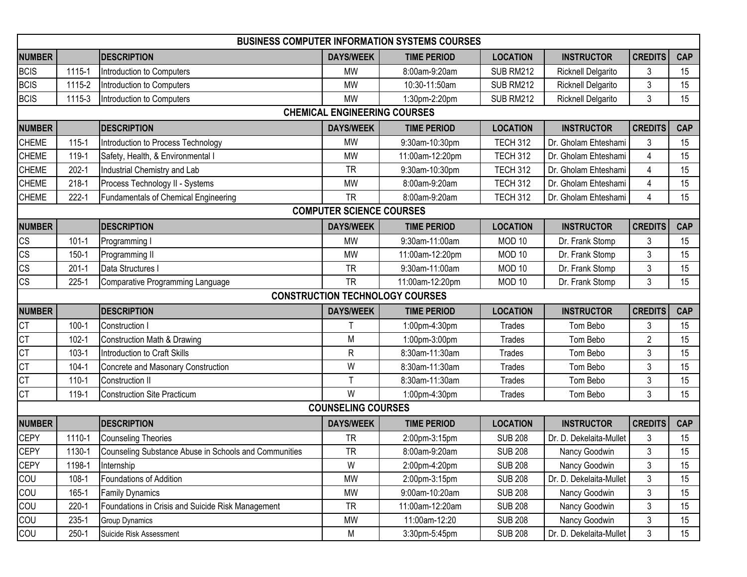## BUSINESS COMPUTER INFORMATION SYSTEMS COURSES

| NUMBER | | DESCRIPTION | DAYS/WEEK | TIME PERIOD | LOCATION | INSTRUCTOR | CREDITS | CAP |
|---|---|---|---|---|---|---|---|---|
| BCIS | 1115-1 | Introduction to Computers | MW | 8:00am-9:20am | SUB RM212 | Ricknell Delgarito | 3 | 15 |
| BCIS | 1115-2 | Introduction to Computers | MW | 10:30-11:50am | SUB RM212 | Ricknell Delgarito | 3 | 15 |
| BCIS | 1115-3 | Introduction to Computers | MW | 1:30pm-2:20pm | SUB RM212 | Ricknell Delgarito | 3 | 15 |

## CHEMICAL ENGINEERING COURSES

| NUMBER | | DESCRIPTION | DAYS/WEEK | TIME PERIOD | LOCATION | INSTRUCTOR | CREDITS | CAP |
|---|---|---|---|---|---|---|---|---|
| CHEME | 115-1 | Introduction to Process Technology | MW | 9:30am-10:30pm | TECH 312 | Dr. Gholam Ehteshami | 3 | 15 |
| CHEME | 119-1 | Safety, Health, & Environmental I | MW | 11:00am-12:20pm | TECH 312 | Dr. Gholam Ehteshami | 4 | 15 |
| CHEME | 202-1 | Industrial Chemistry and Lab | TR | 9:30am-10:30pm | TECH 312 | Dr. Gholam Ehteshami | 4 | 15 |
| CHEME | 218-1 | Process Technology II - Systems | MW | 8:00am-9:20am | TECH 312 | Dr. Gholam Ehteshami | 4 | 15 |
| CHEME | 222-1 | Fundamentals of Chemical Engineering | TR | 8:00am-9:20am | TECH 312 | Dr. Gholam Ehteshami | 4 | 15 |

## COMPUTER SCIENCE COURSES

| NUMBER | | DESCRIPTION | DAYS/WEEK | TIME PERIOD | LOCATION | INSTRUCTOR | CREDITS | CAP |
|---|---|---|---|---|---|---|---|---|
| CS | 101-1 | Programming I | MW | 9:30am-11:00am | MOD 10 | Dr. Frank Stomp | 3 | 15 |
| CS | 150-1 | Programming II | MW | 11:00am-12:20pm | MOD 10 | Dr. Frank Stomp | 3 | 15 |
| CS | 201-1 | Data Structures I | TR | 9:30am-11:00am | MOD 10 | Dr. Frank Stomp | 3 | 15 |
| CS | 225-1 | Comparative Programming Language | TR | 11:00am-12:20pm | MOD 10 | Dr. Frank Stomp | 3 | 15 |

## CONSTRUCTION TECHNOLOGY COURSES

| NUMBER | | DESCRIPTION | DAYS/WEEK | TIME PERIOD | LOCATION | INSTRUCTOR | CREDITS | CAP |
|---|---|---|---|---|---|---|---|---|
| CT | 100-1 | Construction I | T | 1:00pm-4:30pm | Trades | Tom Bebo | 3 | 15 |
| CT | 102-1 | Construction Math & Drawing | M | 1:00pm-3:00pm | Trades | Tom Bebo | 2 | 15 |
| CT | 103-1 | Introduction to Craft Skills | R | 8:30am-11:30am | Trades | Tom Bebo | 3 | 15 |
| CT | 104-1 | Concrete and Masonary Construction | W | 8:30am-11:30am | Trades | Tom Bebo | 3 | 15 |
| CT | 110-1 | Construction II | T | 8:30am-11:30am | Trades | Tom Bebo | 3 | 15 |
| CT | 119-1 | Construction Site Practicum | W | 1:00pm-4:30pm | Trades | Tom Bebo | 3 | 15 |

## COUNSELING COURSES

| NUMBER | | DESCRIPTION | DAYS/WEEK | TIME PERIOD | LOCATION | INSTRUCTOR | CREDITS | CAP |
|---|---|---|---|---|---|---|---|---|
| CEPY | 1110-1 | Counseling Theories | TR | 2:00pm-3:15pm | SUB 208 | Dr. D. Dekelaita-Mullet | 3 | 15 |
| CEPY | 1130-1 | Counseling Substance Abuse in Schools and Communities | TR | 8:00am-9:20am | SUB 208 | Nancy Goodwin | 3 | 15 |
| CEPY | 1198-1 | Internship | W | 2:00pm-4:20pm | SUB 208 | Nancy Goodwin | 3 | 15 |
| COU | 108-1 | Foundations of Addition | MW | 2:00pm-3:15pm | SUB 208 | Dr. D. Dekelaita-Mullet | 3 | 15 |
| COU | 165-1 | Family Dynamics | MW | 9:00am-10:20am | SUB 208 | Nancy Goodwin | 3 | 15 |
| COU | 220-1 | Foundations in Crisis and Suicide Risk Management | TR | 11:00am-12:20am | SUB 208 | Nancy Goodwin | 3 | 15 |
| COU | 235-1 | Group Dynamics | MW | 11:00am-12:20 | SUB 208 | Nancy Goodwin | 3 | 15 |
| COU | 250-1 | Suicide Risk Assessment | M | 3:30pm-5:45pm | SUB 208 | Dr. D. Dekelaita-Mullet | 3 | 15 |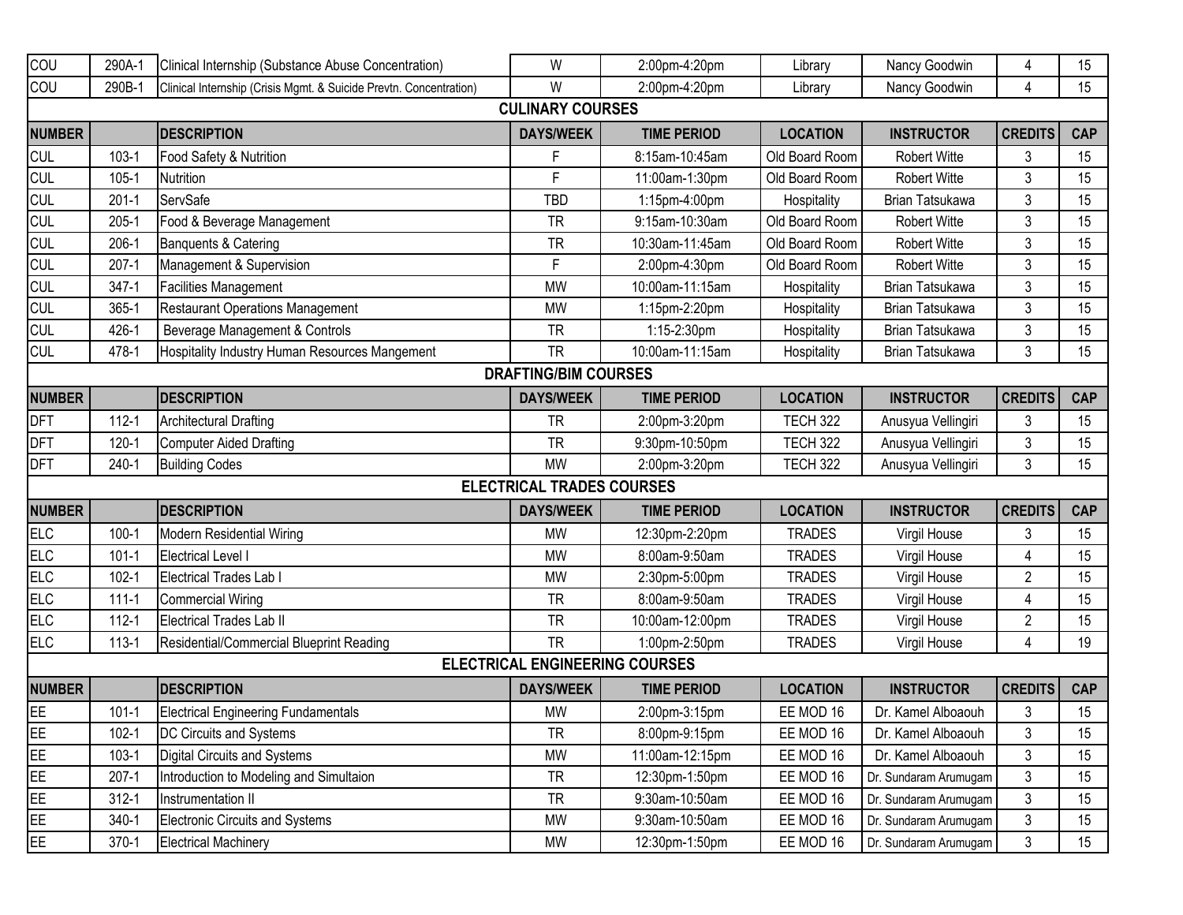| NUMBER | | DESCRIPTION | DAYS/WEEK | TIME PERIOD | LOCATION | INSTRUCTOR | CREDITS | CAP |
|---|---|---|---|---|---|---|---|---|
| COU | 290A-1 | Clinical Internship (Substance Abuse Concentration) | W | 2:00pm-4:20pm | Library | Nancy Goodwin | 4 | 15 |
| COU | 290B-1 | Clinical Internship (Crisis Mgmt. & Suicide Prevtn. Concentration) | W | 2:00pm-4:20pm | Library | Nancy Goodwin | 4 | 15 |

## CULINARY COURSES

| NUMBER | | DESCRIPTION | DAYS/WEEK | TIME PERIOD | LOCATION | INSTRUCTOR | CREDITS | CAP |
|---|---|---|---|---|---|---|---|---|
| CUL | 103-1 | Food Safety & Nutrition | F | 8:15am-10:45am | Old Board Room | Robert Witte | 3 | 15 |
| CUL | 105-1 | Nutrition | F | 11:00am-1:30pm | Old Board Room | Robert Witte | 3 | 15 |
| CUL | 201-1 | ServSafe | TBD | 1:15pm-4:00pm | Hospitality | Brian Tatsukawa | 3 | 15 |
| CUL | 205-1 | Food & Beverage Management | TR | 9:15am-10:30am | Old Board Room | Robert Witte | 3 | 15 |
| CUL | 206-1 | Banquents & Catering | TR | 10:30am-11:45am | Old Board Room | Robert Witte | 3 | 15 |
| CUL | 207-1 | Management & Supervision | F | 2:00pm-4:30pm | Old Board Room | Robert Witte | 3 | 15 |
| CUL | 347-1 | Facilities Management | MW | 10:00am-11:15am | Hospitality | Brian Tatsukawa | 3 | 15 |
| CUL | 365-1 | Restaurant Operations Management | MW | 1:15pm-2:20pm | Hospitality | Brian Tatsukawa | 3 | 15 |
| CUL | 426-1 | Beverage Management & Controls | TR | 1:15-2:30pm | Hospitality | Brian Tatsukawa | 3 | 15 |
| CUL | 478-1 | Hospitality Industry Human Resources Mangement | TR | 10:00am-11:15am | Hospitality | Brian Tatsukawa | 3 | 15 |

## DRAFTING/BIM COURSES

| NUMBER | | DESCRIPTION | DAYS/WEEK | TIME PERIOD | LOCATION | INSTRUCTOR | CREDITS | CAP |
|---|---|---|---|---|---|---|---|---|
| DFT | 112-1 | Architectural Drafting | TR | 2:00pm-3:20pm | TECH 322 | Anusyua Vellingiri | 3 | 15 |
| DFT | 120-1 | Computer Aided Drafting | TR | 9:30pm-10:50pm | TECH 322 | Anusyua Vellingiri | 3 | 15 |
| DFT | 240-1 | Building Codes | MW | 2:00pm-3:20pm | TECH 322 | Anusyua Vellingiri | 3 | 15 |

## ELECTRICAL TRADES COURSES

| NUMBER | | DESCRIPTION | DAYS/WEEK | TIME PERIOD | LOCATION | INSTRUCTOR | CREDITS | CAP |
|---|---|---|---|---|---|---|---|---|
| ELC | 100-1 | Modern Residential Wiring | MW | 12:30pm-2:20pm | TRADES | Virgil House | 3 | 15 |
| ELC | 101-1 | Electrical Level I | MW | 8:00am-9:50am | TRADES | Virgil House | 4 | 15 |
| ELC | 102-1 | Electrical Trades Lab I | MW | 2:30pm-5:00pm | TRADES | Virgil House | 2 | 15 |
| ELC | 111-1 | Commercial Wiring | TR | 8:00am-9:50am | TRADES | Virgil House | 4 | 15 |
| ELC | 112-1 | Electrical Trades Lab II | TR | 10:00am-12:00pm | TRADES | Virgil House | 2 | 15 |
| ELC | 113-1 | Residential/Commercial Blueprint Reading | TR | 1:00pm-2:50pm | TRADES | Virgil House | 4 | 19 |

## ELECTRICAL ENGINEERING COURSES

| NUMBER | | DESCRIPTION | DAYS/WEEK | TIME PERIOD | LOCATION | INSTRUCTOR | CREDITS | CAP |
|---|---|---|---|---|---|---|---|---|
| EE | 101-1 | Electrical Engineering Fundamentals | MW | 2:00pm-3:15pm | EE MOD 16 | Dr. Kamel Alboaouh | 3 | 15 |
| EE | 102-1 | DC Circuits and Systems | TR | 8:00pm-9:15pm | EE MOD 16 | Dr. Kamel Alboaouh | 3 | 15 |
| EE | 103-1 | Digital Circuits and Systems | MW | 11:00am-12:15pm | EE MOD 16 | Dr. Kamel Alboaouh | 3 | 15 |
| EE | 207-1 | Introduction to Modeling and Simultaion | TR | 12:30pm-1:50pm | EE MOD 16 | Dr. Sundaram Arumugam | 3 | 15 |
| EE | 312-1 | Instrumentation II | TR | 9:30am-10:50am | EE MOD 16 | Dr. Sundaram Arumugam | 3 | 15 |
| EE | 340-1 | Electronic Circuits and Systems | MW | 9:30am-10:50am | EE MOD 16 | Dr. Sundaram Arumugam | 3 | 15 |
| EE | 370-1 | Electrical Machinery | MW | 12:30pm-1:50pm | EE MOD 16 | Dr. Sundaram Arumugam | 3 | 15 |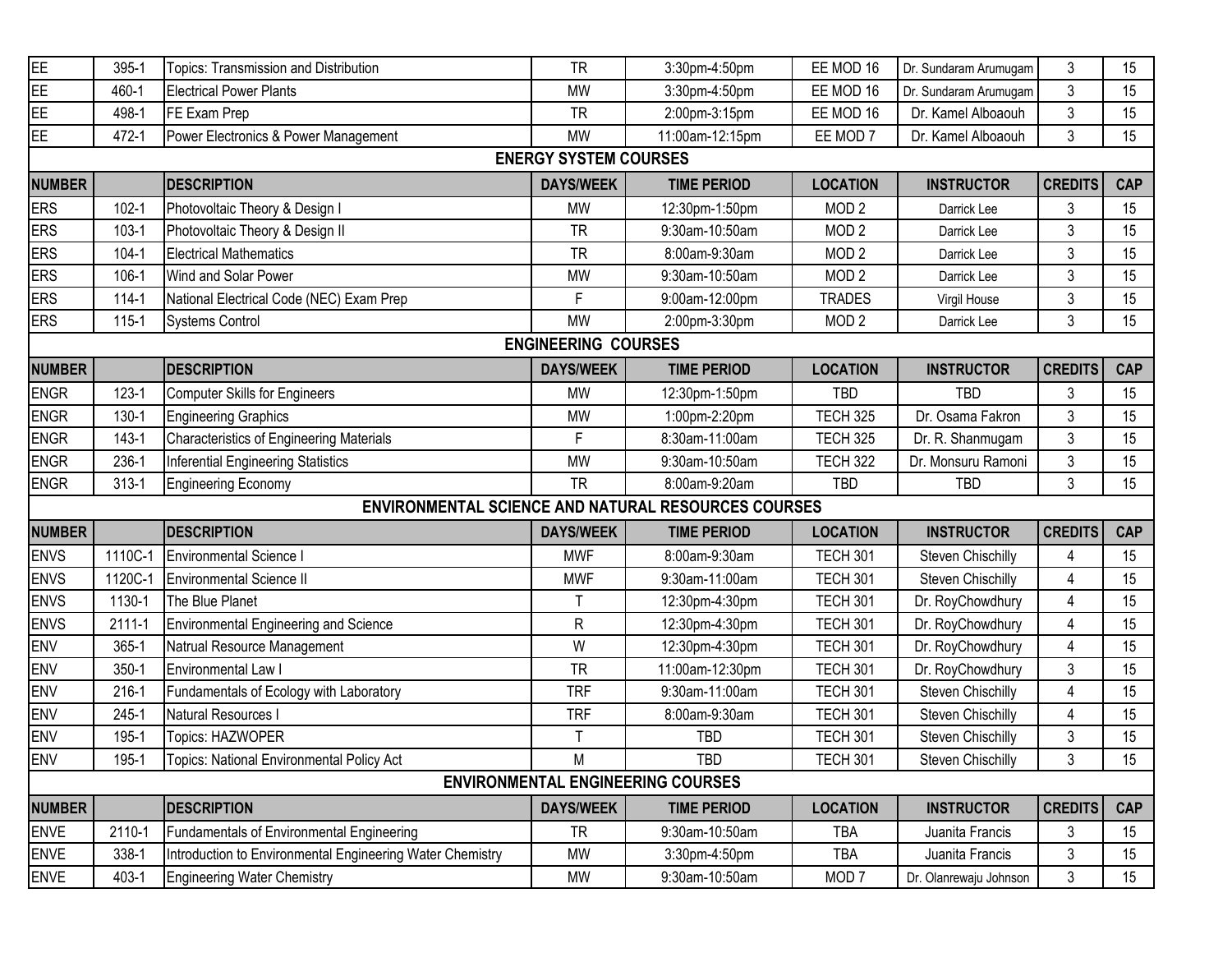| EE | 395-1 | Topics: Transmission and Distribution | TR | 3:30pm-4:50pm | EE MOD 16 | Dr. Sundaram Arumugam | 3 | 15 |
|---|---|---|---|---|---|---|---|---|
| EE | 460-1 | Electrical Power Plants | MW | 3:30pm-4:50pm | EE MOD 16 | Dr. Sundaram Arumugam | 3 | 15 |
| EE | 498-1 | FE Exam Prep | TR | 2:00pm-3:15pm | EE MOD 16 | Dr. Kamel Alboaouh | 3 | 15 |
| EE | 472-1 | Power Electronics & Power Management | MW | 11:00am-12:15pm | EE MOD 7 | Dr. Kamel Alboaouh | 3 | 15 |

## ENERGY SYSTEM COURSES

| NUMBER | | DESCRIPTION | DAYS/WEEK | TIME PERIOD | LOCATION | INSTRUCTOR | CREDITS | CAP |
|---|---|---|---|---|---|---|---|---|
| ERS | 102-1 | Photovoltaic Theory & Design I | MW | 12:30pm-1:50pm | MOD 2 | Darrick Lee | 3 | 15 |
| ERS | 103-1 | Photovoltaic Theory & Design II | TR | 9:30am-10:50am | MOD 2 | Darrick Lee | 3 | 15 |
| ERS | 104-1 | Electrical Mathematics | TR | 8:00am-9:30am | MOD 2 | Darrick Lee | 3 | 15 |
| ERS | 106-1 | Wind and Solar Power | MW | 9:30am-10:50am | MOD 2 | Darrick Lee | 3 | 15 |
| ERS | 114-1 | National Electrical Code (NEC) Exam Prep | F | 9:00am-12:00pm | TRADES | Virgil House | 3 | 15 |
| ERS | 115-1 | Systems Control | MW | 2:00pm-3:30pm | MOD 2 | Darrick Lee | 3 | 15 |

## ENGINEERING COURSES

| NUMBER | | DESCRIPTION | DAYS/WEEK | TIME PERIOD | LOCATION | INSTRUCTOR | CREDITS | CAP |
|---|---|---|---|---|---|---|---|---|
| ENGR | 123-1 | Computer Skills for Engineers | MW | 12:30pm-1:50pm | TBD | TBD | 3 | 15 |
| ENGR | 130-1 | Engineering Graphics | MW | 1:00pm-2:20pm | TECH 325 | Dr. Osama Fakron | 3 | 15 |
| ENGR | 143-1 | Characteristics of Engineering Materials | F | 8:30am-11:00am | TECH 325 | Dr. R. Shanmugam | 3 | 15 |
| ENGR | 236-1 | Inferential Engineering Statistics | MW | 9:30am-10:50am | TECH 322 | Dr. Monsuru Ramoni | 3 | 15 |
| ENGR | 313-1 | Engineering Economy | TR | 8:00am-9:20am | TBD | TBD | 3 | 15 |

## ENVIRONMENTAL SCIENCE AND NATURAL RESOURCES COURSES

| NUMBER | | DESCRIPTION | DAYS/WEEK | TIME PERIOD | LOCATION | INSTRUCTOR | CREDITS | CAP |
|---|---|---|---|---|---|---|---|---|
| ENVS | 1110C-1 | Environmental Science I | MWF | 8:00am-9:30am | TECH 301 | Steven Chischilly | 4 | 15 |
| ENVS | 1120C-1 | Environmental Science II | MWF | 9:30am-11:00am | TECH 301 | Steven Chischilly | 4 | 15 |
| ENVS | 1130-1 | The Blue Planet | T | 12:30pm-4:30pm | TECH 301 | Dr. RoyChowdhury | 4 | 15 |
| ENVS | 2111-1 | Environmental Engineering and Science | R | 12:30pm-4:30pm | TECH 301 | Dr. RoyChowdhury | 4 | 15 |
| ENV | 365-1 | Natrual Resource Management | W | 12:30pm-4:30pm | TECH 301 | Dr. RoyChowdhury | 4 | 15 |
| ENV | 350-1 | Environmental Law I | TR | 11:00am-12:30pm | TECH 301 | Dr. RoyChowdhury | 3 | 15 |
| ENV | 216-1 | Fundamentals of Ecology with Laboratory | TRF | 9:30am-11:00am | TECH 301 | Steven Chischilly | 4 | 15 |
| ENV | 245-1 | Natural Resources I | TRF | 8:00am-9:30am | TECH 301 | Steven Chischilly | 4 | 15 |
| ENV | 195-1 | Topics: HAZWOPER | T | TBD | TECH 301 | Steven Chischilly | 3 | 15 |
| ENV | 195-1 | Topics: National Environmental Policy Act | M | TBD | TECH 301 | Steven Chischilly | 3 | 15 |

## ENVIRONMENTAL ENGINEERING COURSES

| NUMBER | | DESCRIPTION | DAYS/WEEK | TIME PERIOD | LOCATION | INSTRUCTOR | CREDITS | CAP |
|---|---|---|---|---|---|---|---|---|
| ENVE | 2110-1 | Fundamentals of Environmental Engineering | TR | 9:30am-10:50am | TBA | Juanita Francis | 3 | 15 |
| ENVE | 338-1 | Introduction to Environmental Engineering Water Chemistry | MW | 3:30pm-4:50pm | TBA | Juanita Francis | 3 | 15 |
| ENVE | 403-1 | Engineering Water Chemistry | MW | 9:30am-10:50am | MOD 7 | Dr. Olanrewaju Johnson | 3 | 15 |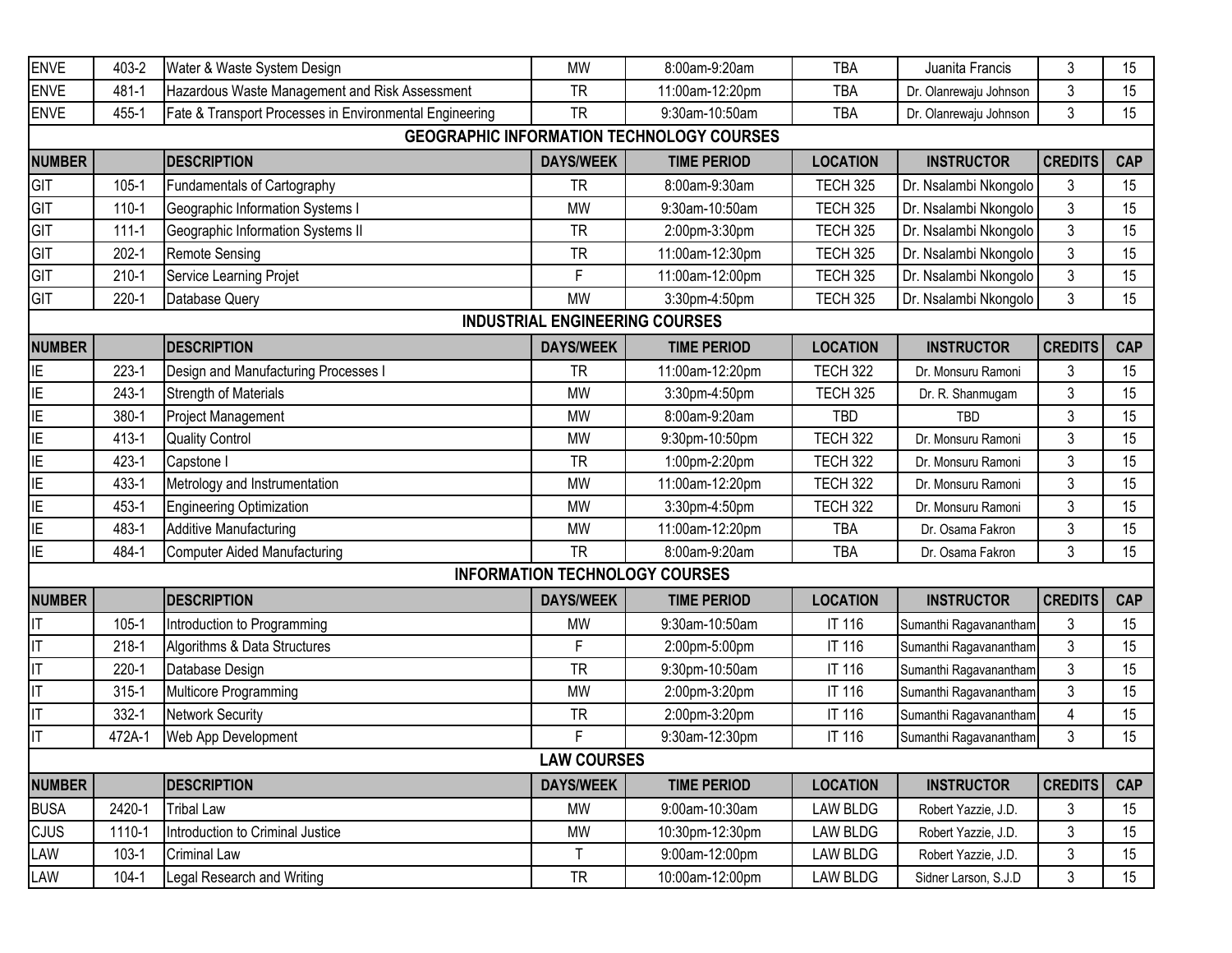| | | | | | | | | |
|---|---|---|---|---|---|---|---|---|
| ENVE | 403-2 | Water & Waste System Design | MW | 8:00am-9:20am | TBA | Juanita Francis | 3 | 15 |
| ENVE | 481-1 | Hazardous Waste Management and Risk Assessment | TR | 11:00am-12:20pm | TBA | Dr. Olanrewaju Johnson | 3 | 15 |
| ENVE | 455-1 | Fate & Transport Processes in Environmental Engineering | TR | 9:30am-10:50am | TBA | Dr. Olanrewaju Johnson | 3 | 15 |

## GEOGRAPHIC INFORMATION TECHNOLOGY COURSES

| NUMBER | | DESCRIPTION | DAYS/WEEK | TIME PERIOD | LOCATION | INSTRUCTOR | CREDITS | CAP |
|---|---|---|---|---|---|---|---|---|
| GIT | 105-1 | Fundamentals of Cartography | TR | 8:00am-9:30am | TECH 325 | Dr. Nsalambi Nkongolo | 3 | 15 |
| GIT | 110-1 | Geographic Information Systems I | MW | 9:30am-10:50am | TECH 325 | Dr. Nsalambi Nkongolo | 3 | 15 |
| GIT | 111-1 | Geographic Information Systems II | TR | 2:00pm-3:30pm | TECH 325 | Dr. Nsalambi Nkongolo | 3 | 15 |
| GIT | 202-1 | Remote Sensing | TR | 11:00am-12:30pm | TECH 325 | Dr. Nsalambi Nkongolo | 3 | 15 |
| GIT | 210-1 | Service Learning Projet | F | 11:00am-12:00pm | TECH 325 | Dr. Nsalambi Nkongolo | 3 | 15 |
| GIT | 220-1 | Database Query | MW | 3:30pm-4:50pm | TECH 325 | Dr. Nsalambi Nkongolo | 3 | 15 |

## INDUSTRIAL ENGINEERING COURSES

| NUMBER | | DESCRIPTION | DAYS/WEEK | TIME PERIOD | LOCATION | INSTRUCTOR | CREDITS | CAP |
|---|---|---|---|---|---|---|---|---|
| IE | 223-1 | Design and Manufacturing Processes I | TR | 11:00am-12:20pm | TECH 322 | Dr. Monsuru Ramoni | 3 | 15 |
| IE | 243-1 | Strength of Materials | MW | 3:30pm-4:50pm | TECH 325 | Dr. R. Shanmugam | 3 | 15 |
| IE | 380-1 | Project Management | MW | 8:00am-9:20am | TBD | TBD | 3 | 15 |
| IE | 413-1 | Quality Control | MW | 9:30pm-10:50pm | TECH 322 | Dr. Monsuru Ramoni | 3 | 15 |
| IE | 423-1 | Capstone I | TR | 1:00pm-2:20pm | TECH 322 | Dr. Monsuru Ramoni | 3 | 15 |
| IE | 433-1 | Metrology and Instrumentation | MW | 11:00am-12:20pm | TECH 322 | Dr. Monsuru Ramoni | 3 | 15 |
| IE | 453-1 | Engineering Optimization | MW | 3:30pm-4:50pm | TECH 322 | Dr. Monsuru Ramoni | 3 | 15 |
| IE | 483-1 | Additive Manufacturing | MW | 11:00am-12:20pm | TBA | Dr. Osama Fakron | 3 | 15 |
| IE | 484-1 | Computer Aided Manufacturing | TR | 8:00am-9:20am | TBA | Dr. Osama Fakron | 3 | 15 |

## INFORMATION TECHNOLOGY COURSES

| NUMBER | | DESCRIPTION | DAYS/WEEK | TIME PERIOD | LOCATION | INSTRUCTOR | CREDITS | CAP |
|---|---|---|---|---|---|---|---|---|
| IT | 105-1 | Introduction to Programming | MW | 9:30am-10:50am | IT 116 | Sumanthi Ragavanantham | 3 | 15 |
| IT | 218-1 | Algorithms & Data Structures | F | 2:00pm-5:00pm | IT 116 | Sumanthi Ragavanantham | 3 | 15 |
| IT | 220-1 | Database Design | TR | 9:30pm-10:50am | IT 116 | Sumanthi Ragavanantham | 3 | 15 |
| IT | 315-1 | Multicore Programming | MW | 2:00pm-3:20pm | IT 116 | Sumanthi Ragavanantham | 3 | 15 |
| IT | 332-1 | Network Security | TR | 2:00pm-3:20pm | IT 116 | Sumanthi Ragavanantham | 4 | 15 |
| IT | 472A-1 | Web App Development | F | 9:30am-12:30pm | IT 116 | Sumanthi Ragavanantham | 3 | 15 |

## LAW COURSES

| NUMBER | | DESCRIPTION | DAYS/WEEK | TIME PERIOD | LOCATION | INSTRUCTOR | CREDITS | CAP |
|---|---|---|---|---|---|---|---|---|
| BUSA | 2420-1 | Tribal Law | MW | 9:00am-10:30am | LAW BLDG | Robert Yazzie, J.D. | 3 | 15 |
| CJUS | 1110-1 | Introduction to Criminal Justice | MW | 10:30pm-12:30pm | LAW BLDG | Robert Yazzie, J.D. | 3 | 15 |
| LAW | 103-1 | Criminal Law | T | 9:00am-12:00pm | LAW BLDG | Robert Yazzie, J.D. | 3 | 15 |
| LAW | 104-1 | Legal Research and Writing | TR | 10:00am-12:00pm | LAW BLDG | Sidner Larson, S.J.D | 3 | 15 |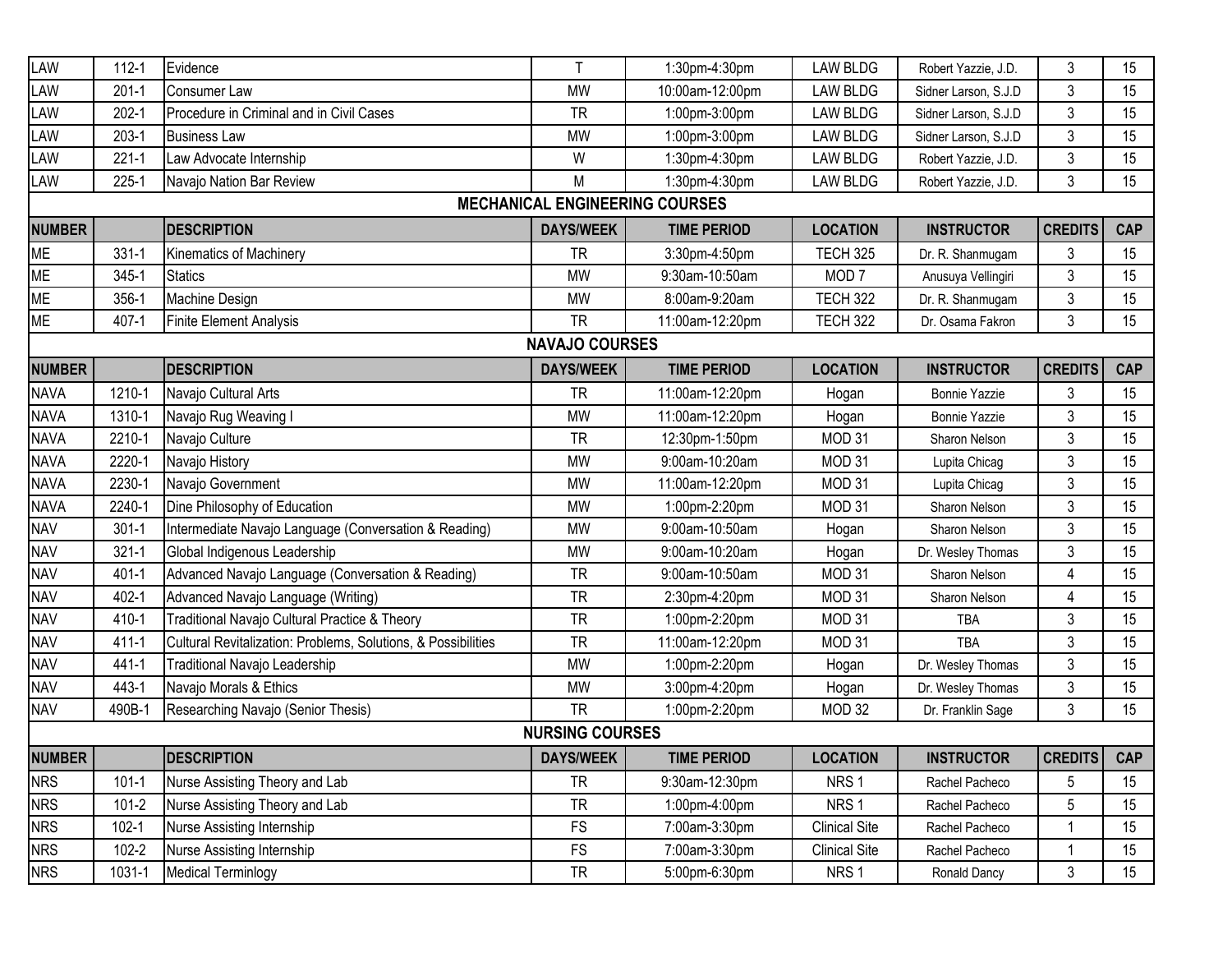| LAW | 112-1 | Evidence | T | 1:30pm-4:30pm | LAW BLDG | Robert Yazzie, J.D. | 3 | 15 |
|---|---|---|---|---|---|---|---|---|
| LAW | 201-1 | Consumer Law | MW | 10:00am-12:00pm | LAW BLDG | Sidner Larson, S.J.D | 3 | 15 |
| LAW | 202-1 | Procedure in Criminal and in Civil Cases | TR | 1:00pm-3:00pm | LAW BLDG | Sidner Larson, S.J.D | 3 | 15 |
| LAW | 203-1 | Business Law | MW | 1:00pm-3:00pm | LAW BLDG | Sidner Larson, S.J.D | 3 | 15 |
| LAW | 221-1 | Law Advocate Internship | W | 1:30pm-4:30pm | LAW BLDG | Robert Yazzie, J.D. | 3 | 15 |
| LAW | 225-1 | Navajo Nation Bar Review | M | 1:30pm-4:30pm | LAW BLDG | Robert Yazzie, J.D. | 3 | 15 |

## MECHANICAL ENGINEERING COURSES

| NUMBER | | DESCRIPTION | DAYS/WEEK | TIME PERIOD | LOCATION | INSTRUCTOR | CREDITS | CAP |
|---|---|---|---|---|---|---|---|---|
| ME | 331-1 | Kinematics of Machinery | TR | 3:30pm-4:50pm | TECH 325 | Dr. R. Shanmugam | 3 | 15 |
| ME | 345-1 | Statics | MW | 9:30am-10:50am | MOD 7 | Anusuya Vellingiri | 3 | 15 |
| ME | 356-1 | Machine Design | MW | 8:00am-9:20am | TECH 322 | Dr. R. Shanmugam | 3 | 15 |
| ME | 407-1 | Finite Element Analysis | TR | 11:00am-12:20pm | TECH 322 | Dr. Osama Fakron | 3 | 15 |

## NAVAJO COURSES

| NUMBER | | DESCRIPTION | DAYS/WEEK | TIME PERIOD | LOCATION | INSTRUCTOR | CREDITS | CAP |
|---|---|---|---|---|---|---|---|---|
| NAVA | 1210-1 | Navajo Cultural Arts | TR | 11:00am-12:20pm | Hogan | Bonnie Yazzie | 3 | 15 |
| NAVA | 1310-1 | Navajo Rug Weaving I | MW | 11:00am-12:20pm | Hogan | Bonnie Yazzie | 3 | 15 |
| NAVA | 2210-1 | Navajo Culture | TR | 12:30pm-1:50pm | MOD 31 | Sharon Nelson | 3 | 15 |
| NAVA | 2220-1 | Navajo History | MW | 9:00am-10:20am | MOD 31 | Lupita Chicag | 3 | 15 |
| NAVA | 2230-1 | Navajo Government | MW | 11:00am-12:20pm | MOD 31 | Lupita Chicag | 3 | 15 |
| NAVA | 2240-1 | Dine Philosophy of Education | MW | 1:00pm-2:20pm | MOD 31 | Sharon Nelson | 3 | 15 |
| NAV | 301-1 | Intermediate Navajo Language (Conversation & Reading) | MW | 9:00am-10:50am | Hogan | Sharon Nelson | 3 | 15 |
| NAV | 321-1 | Global Indigenous Leadership | MW | 9:00am-10:20am | Hogan | Dr. Wesley Thomas | 3 | 15 |
| NAV | 401-1 | Advanced Navajo Language (Conversation & Reading) | TR | 9:00am-10:50am | MOD 31 | Sharon Nelson | 4 | 15 |
| NAV | 402-1 | Advanced Navajo Language (Writing) | TR | 2:30pm-4:20pm | MOD 31 | Sharon Nelson | 4 | 15 |
| NAV | 410-1 | Traditional Navajo Cultural Practice & Theory | TR | 1:00pm-2:20pm | MOD 31 | TBA | 3 | 15 |
| NAV | 411-1 | Cultural Revitalization: Problems, Solutions, & Possibilities | TR | 11:00am-12:20pm | MOD 31 | TBA | 3 | 15 |
| NAV | 441-1 | Traditional Navajo Leadership | MW | 1:00pm-2:20pm | Hogan | Dr. Wesley Thomas | 3 | 15 |
| NAV | 443-1 | Navajo Morals & Ethics | MW | 3:00pm-4:20pm | Hogan | Dr. Wesley Thomas | 3 | 15 |
| NAV | 490B-1 | Researching Navajo (Senior Thesis) | TR | 1:00pm-2:20pm | MOD 32 | Dr. Franklin Sage | 3 | 15 |

## NURSING COURSES

| NUMBER | | DESCRIPTION | DAYS/WEEK | TIME PERIOD | LOCATION | INSTRUCTOR | CREDITS | CAP |
|---|---|---|---|---|---|---|---|---|
| NRS | 101-1 | Nurse Assisting Theory and Lab | TR | 9:30am-12:30pm | NRS 1 | Rachel Pacheco | 5 | 15 |
| NRS | 101-2 | Nurse Assisting Theory and Lab | TR | 1:00pm-4:00pm | NRS 1 | Rachel Pacheco | 5 | 15 |
| NRS | 102-1 | Nurse Assisting Internship | FS | 7:00am-3:30pm | Clinical Site | Rachel Pacheco | 1 | 15 |
| NRS | 102-2 | Nurse Assisting Internship | FS | 7:00am-3:30pm | Clinical Site | Rachel Pacheco | 1 | 15 |
| NRS | 1031-1 | Medical Terminlogy | TR | 5:00pm-6:30pm | NRS 1 | Ronald Dancy | 3 | 15 |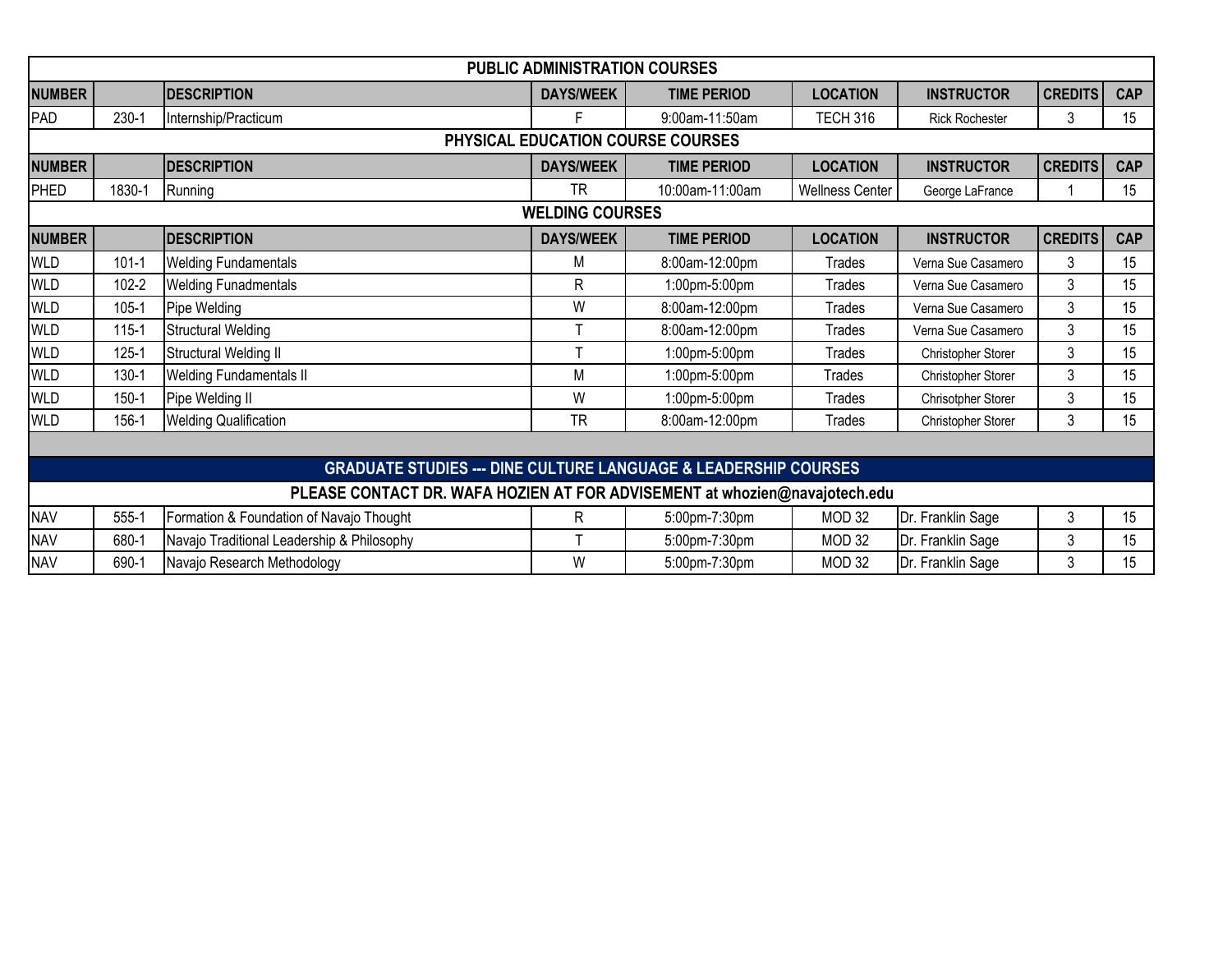| PUBLIC ADMINISTRATION COURSES | | | | | | | | |
|---|---|---|---|---|---|---|---|---|
| **NUMBER** | | **DESCRIPTION** | **DAYS/WEEK** | **TIME PERIOD** | **LOCATION** | **INSTRUCTOR** | **CREDITS** | **CAP** |
| PAD | 230-1 | Internship/Practicum | F | 9:00am-11:50am | TECH 316 | Rick Rochester | 3 | 15 |
| **PHYSICAL EDUCATION COURSE COURSES** | | | | | | | | |
| **NUMBER** | | **DESCRIPTION** | **DAYS/WEEK** | **TIME PERIOD** | **LOCATION** | **INSTRUCTOR** | **CREDITS** | **CAP** |
| PHED | 1830-1 | Running | TR | 10:00am-11:00am | Wellness Center | George LaFrance | 1 | 15 |
| **WELDING COURSES** | | | | | | | | |
| **NUMBER** | | **DESCRIPTION** | **DAYS/WEEK** | **TIME PERIOD** | **LOCATION** | **INSTRUCTOR** | **CREDITS** | **CAP** |
| WLD | 101-1 | Welding Fundamentals | M | 8:00am-12:00pm | Trades | Verna Sue Casamero | 3 | 15 |
| WLD | 102-2 | Welding Funadmentals | R | 1:00pm-5:00pm | Trades | Verna Sue Casamero | 3 | 15 |
| WLD | 105-1 | Pipe Welding | W | 8:00am-12:00pm | Trades | Verna Sue Casamero | 3 | 15 |
| WLD | 115-1 | Structural Welding | T | 8:00am-12:00pm | Trades | Verna Sue Casamero | 3 | 15 |
| WLD | 125-1 | Structural Welding II | T | 1:00pm-5:00pm | Trades | Christopher Storer | 3 | 15 |
| WLD | 130-1 | Welding Fundamentals II | M | 1:00pm-5:00pm | Trades | Christopher Storer | 3 | 15 |
| WLD | 150-1 | Pipe Welding II | W | 1:00pm-5:00pm | Trades | Chrisotpher Storer | 3 | 15 |
| WLD | 156-1 | Welding Qualification | TR | 8:00am-12:00pm | Trades | Christopher Storer | 3 | 15 |

| GRADUATE STUDIES --- DINE CULTURE LANGUAGE & LEADERSHIP COURSES | | | | | | | | |
|---|---|---|---|---|---|---|---|---|
| **PLEASE CONTACT DR. WAFA HOZIEN AT FOR ADVISEMENT at whozien@navajotech.edu** | | | | | | | | |
| NAV | 555-1 | Formation & Foundation of Navajo Thought | R | 5:00pm-7:30pm | MOD 32 | Dr. Franklin Sage | 3 | 15 |
| NAV | 680-1 | Navajo Traditional Leadership & Philosophy | T | 5:00pm-7:30pm | MOD 32 | Dr. Franklin Sage | 3 | 15 |
| NAV | 690-1 | Navajo Research Methodology | W | 5:00pm-7:30pm | MOD 32 | Dr. Franklin Sage | 3 | 15 |